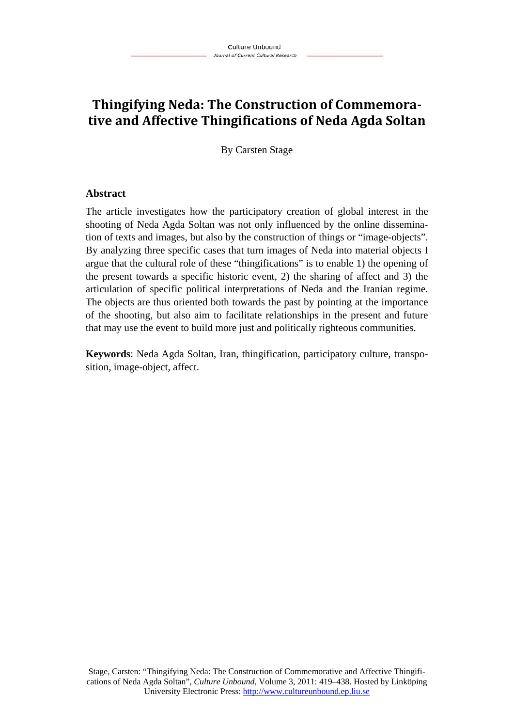# Thingifying Neda: The Construction of Commemorative and Affective Thingifications of Neda Agda Soltan

By Carsten Stage

## Abstract

The article investigates how the participatory creation of global interest in the shooting of Neda Agda Soltan was not only influenced by the online dissemination of texts and images, but also by the construction of things or "image-objects". By analyzing three specific cases that turn images of Neda into material objects I argue that the cultural role of these "thingifications" is to enable 1) the opening of the present towards a specific historic event, 2) the sharing of affect and 3) the articulation of specific political interpretations of Neda and the Iranian regime. The objects are thus oriented both towards the past by pointing at the importance of the shooting, but also aim to facilitate relationships in the present and future that may use the event to build more just and politically righteous communities.

**Keywords**: Neda Agda Soltan, Iran, thingification, participatory culture, transposition, image-object, affect.

Stage, Carsten: "Thingifying Neda: The Construction of Commemorative and Affective Thingifications of Neda Agda Soltan", *Culture Unbound*, Volume 3, 2011: 419–438. Hosted by Linköping University Electronic Press: http://www.cultureunbound.ep.liu.se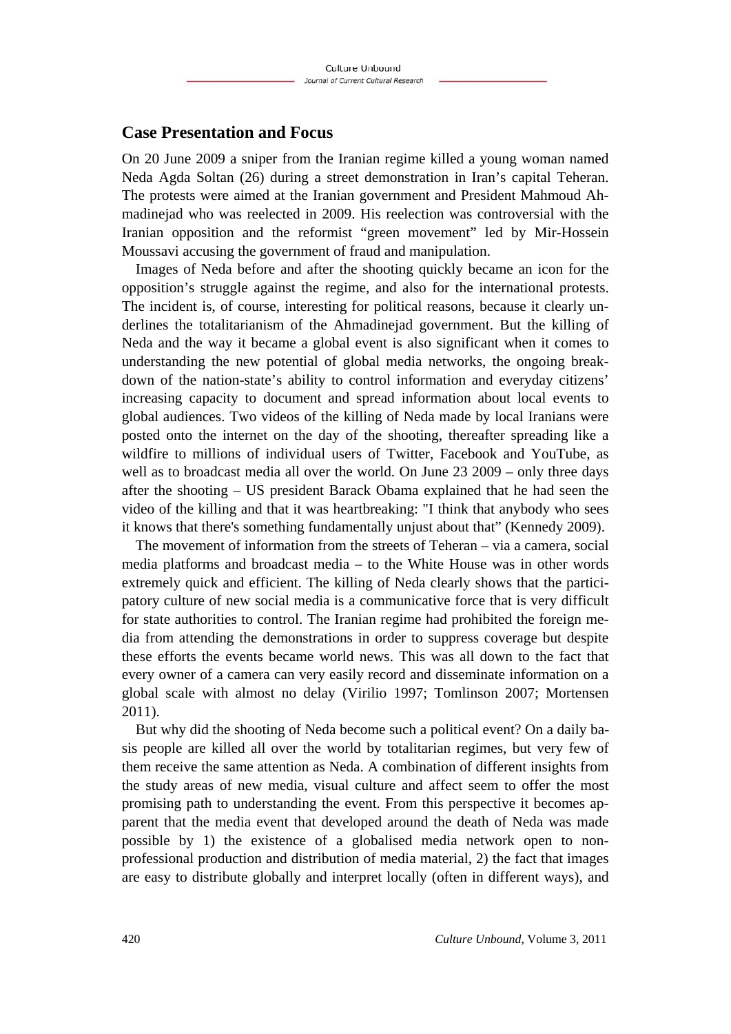## Case Presentation and Focus

On 20 June 2009 a sniper from the Iranian regime killed a young woman named Neda Agda Soltan (26) during a street demonstration in Iran's capital Teheran. The protests were aimed at the Iranian government and President Mahmoud Ahmadinejad who was reelected in 2009. His reelection was controversial with the Iranian opposition and the reformist "green movement" led by Mir-Hossein Moussavi accusing the government of fraud and manipulation.

Images of Neda before and after the shooting quickly became an icon for the opposition's struggle against the regime, and also for the international protests. The incident is, of course, interesting for political reasons, because it clearly underlines the totalitarianism of the Ahmadinejad government. But the killing of Neda and the way it became a global event is also significant when it comes to understanding the new potential of global media networks, the ongoing breakdown of the nation-state's ability to control information and everyday citizens' increasing capacity to document and spread information about local events to global audiences. Two videos of the killing of Neda made by local Iranians were posted onto the internet on the day of the shooting, thereafter spreading like a wildfire to millions of individual users of Twitter, Facebook and YouTube, as well as to broadcast media all over the world. On June 23 2009 – only three days after the shooting – US president Barack Obama explained that he had seen the video of the killing and that it was heartbreaking: "I think that anybody who sees it knows that there's something fundamentally unjust about that" (Kennedy 2009).

The movement of information from the streets of Teheran – via a camera, social media platforms and broadcast media – to the White House was in other words extremely quick and efficient. The killing of Neda clearly shows that the participatory culture of new social media is a communicative force that is very difficult for state authorities to control. The Iranian regime had prohibited the foreign media from attending the demonstrations in order to suppress coverage but despite these efforts the events became world news. This was all down to the fact that every owner of a camera can very easily record and disseminate information on a global scale with almost no delay (Virilio 1997; Tomlinson 2007; Mortensen 2011).

But why did the shooting of Neda become such a political event? On a daily basis people are killed all over the world by totalitarian regimes, but very few of them receive the same attention as Neda. A combination of different insights from the study areas of new media, visual culture and affect seem to offer the most promising path to understanding the event. From this perspective it becomes apparent that the media event that developed around the death of Neda was made possible by 1) the existence of a globalised media network open to non-professional production and distribution of media material, 2) the fact that images are easy to distribute globally and interpret locally (often in different ways), and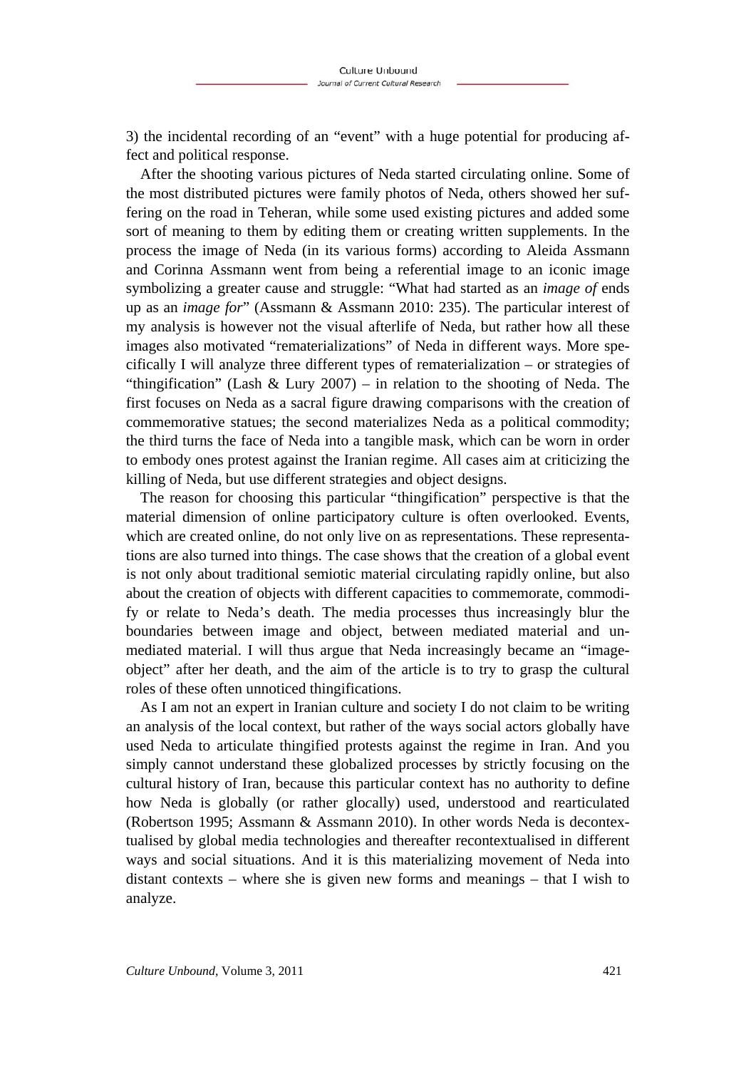3) the incidental recording of an "event" with a huge potential for producing affect and political response.

After the shooting various pictures of Neda started circulating online. Some of the most distributed pictures were family photos of Neda, others showed her suffering on the road in Teheran, while some used existing pictures and added some sort of meaning to them by editing them or creating written supplements. In the process the image of Neda (in its various forms) according to Aleida Assmann and Corinna Assmann went from being a referential image to an iconic image symbolizing a greater cause and struggle: "What had started as an *image of* ends up as an *image for*" (Assmann & Assmann 2010: 235). The particular interest of my analysis is however not the visual afterlife of Neda, but rather how all these images also motivated "rematerializations" of Neda in different ways. More specifically I will analyze three different types of rematerialization – or strategies of "thingification" (Lash & Lury 2007) – in relation to the shooting of Neda. The first focuses on Neda as a sacral figure drawing comparisons with the creation of commemorative statues; the second materializes Neda as a political commodity; the third turns the face of Neda into a tangible mask, which can be worn in order to embody ones protest against the Iranian regime. All cases aim at criticizing the killing of Neda, but use different strategies and object designs.

The reason for choosing this particular "thingification" perspective is that the material dimension of online participatory culture is often overlooked. Events, which are created online, do not only live on as representations. These representations are also turned into things. The case shows that the creation of a global event is not only about traditional semiotic material circulating rapidly online, but also about the creation of objects with different capacities to commemorate, commodify or relate to Neda's death. The media processes thus increasingly blur the boundaries between image and object, between mediated material and unmediated material. I will thus argue that Neda increasingly became an "image-object" after her death, and the aim of the article is to try to grasp the cultural roles of these often unnoticed thingifications.

As I am not an expert in Iranian culture and society I do not claim to be writing an analysis of the local context, but rather of the ways social actors globally have used Neda to articulate thingified protests against the regime in Iran. And you simply cannot understand these globalized processes by strictly focusing on the cultural history of Iran, because this particular context has no authority to define how Neda is globally (or rather glocally) used, understood and rearticulated (Robertson 1995; Assmann & Assmann 2010). In other words Neda is decontextualised by global media technologies and thereafter recontextualised in different ways and social situations. And it is this materializing movement of Neda into distant contexts – where she is given new forms and meanings – that I wish to analyze.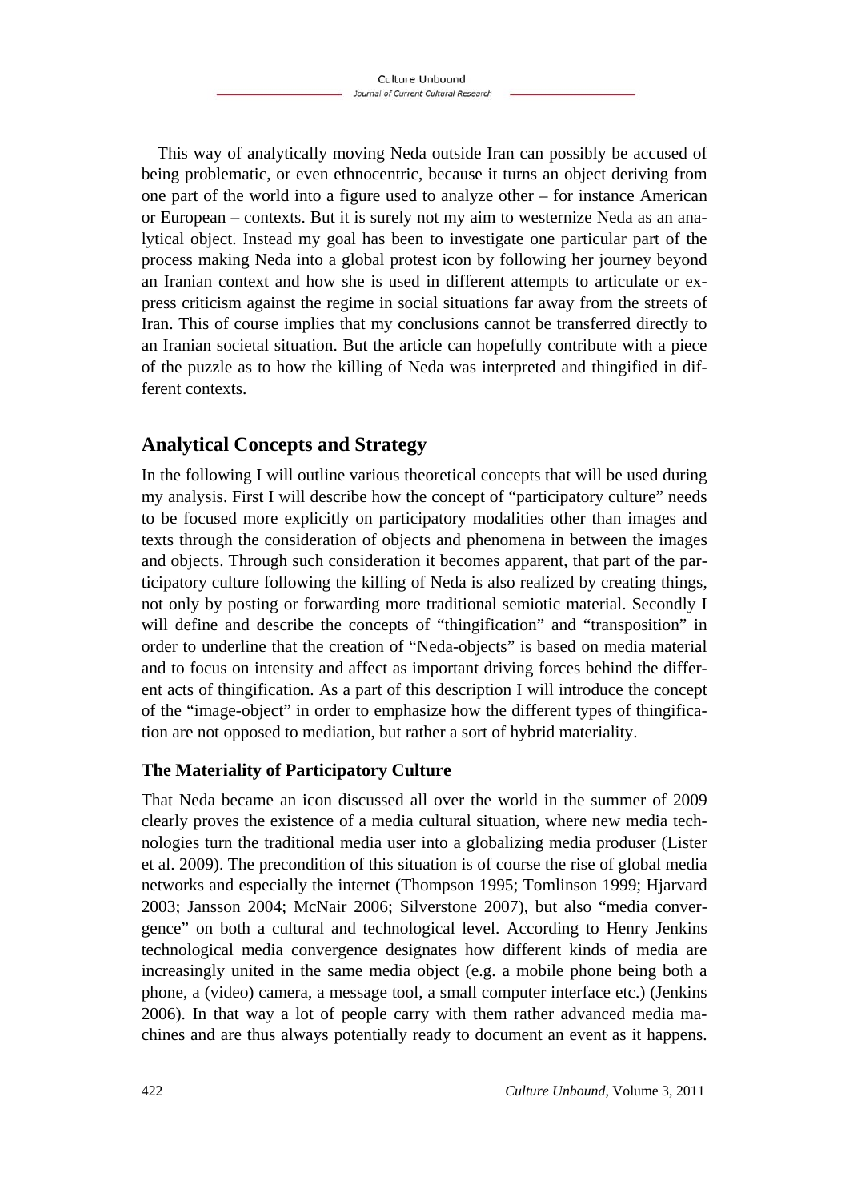This way of analytically moving Neda outside Iran can possibly be accused of being problematic, or even ethnocentric, because it turns an object deriving from one part of the world into a figure used to analyze other – for instance American or European – contexts. But it is surely not my aim to westernize Neda as an analytical object. Instead my goal has been to investigate one particular part of the process making Neda into a global protest icon by following her journey beyond an Iranian context and how she is used in different attempts to articulate or express criticism against the regime in social situations far away from the streets of Iran. This of course implies that my conclusions cannot be transferred directly to an Iranian societal situation. But the article can hopefully contribute with a piece of the puzzle as to how the killing of Neda was interpreted and thingified in different contexts.

## Analytical Concepts and Strategy

In the following I will outline various theoretical concepts that will be used during my analysis. First I will describe how the concept of "participatory culture" needs to be focused more explicitly on participatory modalities other than images and texts through the consideration of objects and phenomena in between the images and objects. Through such consideration it becomes apparent, that part of the participatory culture following the killing of Neda is also realized by creating things, not only by posting or forwarding more traditional semiotic material. Secondly I will define and describe the concepts of "thingification" and "transposition" in order to underline that the creation of "Neda-objects" is based on media material and to focus on intensity and affect as important driving forces behind the different acts of thingification. As a part of this description I will introduce the concept of the "image-object" in order to emphasize how the different types of thingification are not opposed to mediation, but rather a sort of hybrid materiality.

### The Materiality of Participatory Culture

That Neda became an icon discussed all over the world in the summer of 2009 clearly proves the existence of a media cultural situation, where new media technologies turn the traditional media user into a globalizing media produser (Lister et al. 2009). The precondition of this situation is of course the rise of global media networks and especially the internet (Thompson 1995; Tomlinson 1999; Hjarvard 2003; Jansson 2004; McNair 2006; Silverstone 2007), but also "media convergence" on both a cultural and technological level. According to Henry Jenkins technological media convergence designates how different kinds of media are increasingly united in the same media object (e.g. a mobile phone being both a phone, a (video) camera, a message tool, a small computer interface etc.) (Jenkins 2006). In that way a lot of people carry with them rather advanced media machines and are thus always potentially ready to document an event as it happens.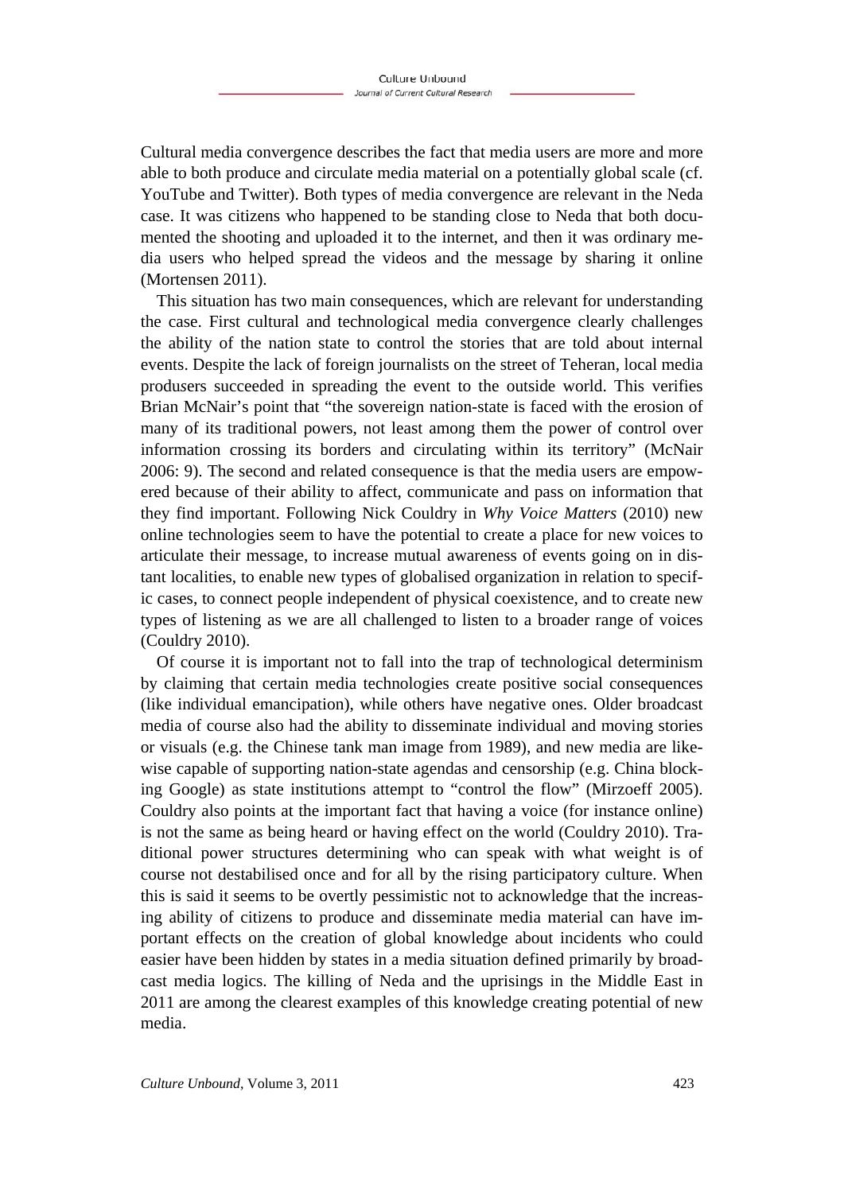Cultural media convergence describes the fact that media users are more and more able to both produce and circulate media material on a potentially global scale (cf. YouTube and Twitter). Both types of media convergence are relevant in the Neda case. It was citizens who happened to be standing close to Neda that both documented the shooting and uploaded it to the internet, and then it was ordinary media users who helped spread the videos and the message by sharing it online (Mortensen 2011).

This situation has two main consequences, which are relevant for understanding the case. First cultural and technological media convergence clearly challenges the ability of the nation state to control the stories that are told about internal events. Despite the lack of foreign journalists on the street of Teheran, local media produsers succeeded in spreading the event to the outside world. This verifies Brian McNair's point that "the sovereign nation-state is faced with the erosion of many of its traditional powers, not least among them the power of control over information crossing its borders and circulating within its territory" (McNair 2006: 9). The second and related consequence is that the media users are empowered because of their ability to affect, communicate and pass on information that they find important. Following Nick Couldry in *Why Voice Matters* (2010) new online technologies seem to have the potential to create a place for new voices to articulate their message, to increase mutual awareness of events going on in distant localities, to enable new types of globalised organization in relation to specific cases, to connect people independent of physical coexistence, and to create new types of listening as we are all challenged to listen to a broader range of voices (Couldry 2010).

Of course it is important not to fall into the trap of technological determinism by claiming that certain media technologies create positive social consequences (like individual emancipation), while others have negative ones. Older broadcast media of course also had the ability to disseminate individual and moving stories or visuals (e.g. the Chinese tank man image from 1989), and new media are likewise capable of supporting nation-state agendas and censorship (e.g. China blocking Google) as state institutions attempt to "control the flow" (Mirzoeff 2005). Couldry also points at the important fact that having a voice (for instance online) is not the same as being heard or having effect on the world (Couldry 2010). Traditional power structures determining who can speak with what weight is of course not destabilised once and for all by the rising participatory culture. When this is said it seems to be overtly pessimistic not to acknowledge that the increasing ability of citizens to produce and disseminate media material can have important effects on the creation of global knowledge about incidents who could easier have been hidden by states in a media situation defined primarily by broadcast media logics. The killing of Neda and the uprisings in the Middle East in 2011 are among the clearest examples of this knowledge creating potential of new media.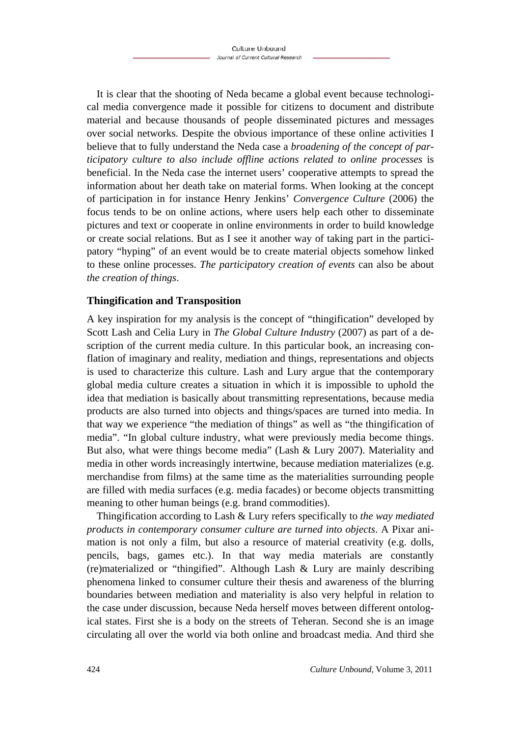It is clear that the shooting of Neda became a global event because technological media convergence made it possible for citizens to document and distribute material and because thousands of people disseminated pictures and messages over social networks. Despite the obvious importance of these online activities I believe that to fully understand the Neda case a *broadening of the concept of participatory culture to also include offline actions related to online processes* is beneficial. In the Neda case the internet users' cooperative attempts to spread the information about her death take on material forms. When looking at the concept of participation in for instance Henry Jenkins' *Convergence Culture* (2006) the focus tends to be on online actions, where users help each other to disseminate pictures and text or cooperate in online environments in order to build knowledge or create social relations. But as I see it another way of taking part in the participatory "hyping" of an event would be to create material objects somehow linked to these online processes. *The participatory creation of events* can also be about *the creation of things*.

### Thingification and Transposition

A key inspiration for my analysis is the concept of "thingification" developed by Scott Lash and Celia Lury in *The Global Culture Industry* (2007) as part of a description of the current media culture. In this particular book, an increasing conflation of imaginary and reality, mediation and things, representations and objects is used to characterize this culture. Lash and Lury argue that the contemporary global media culture creates a situation in which it is impossible to uphold the idea that mediation is basically about transmitting representations, because media products are also turned into objects and things/spaces are turned into media. In that way we experience "the mediation of things" as well as "the thingification of media". "In global culture industry, what were previously media become things. But also, what were things become media" (Lash & Lury 2007). Materiality and media in other words increasingly intertwine, because mediation materializes (e.g. merchandise from films) at the same time as the materialities surrounding people are filled with media surfaces (e.g. media facades) or become objects transmitting meaning to other human beings (e.g. brand commodities).

Thingification according to Lash & Lury refers specifically to *the way mediated products in contemporary consumer culture are turned into objects*. A Pixar animation is not only a film, but also a resource of material creativity (e.g. dolls, pencils, bags, games etc.). In that way media materials are constantly (re)materialized or "thingified". Although Lash & Lury are mainly describing phenomena linked to consumer culture their thesis and awareness of the blurring boundaries between mediation and materiality is also very helpful in relation to the case under discussion, because Neda herself moves between different ontological states. First she is a body on the streets of Teheran. Second she is an image circulating all over the world via both online and broadcast media. And third she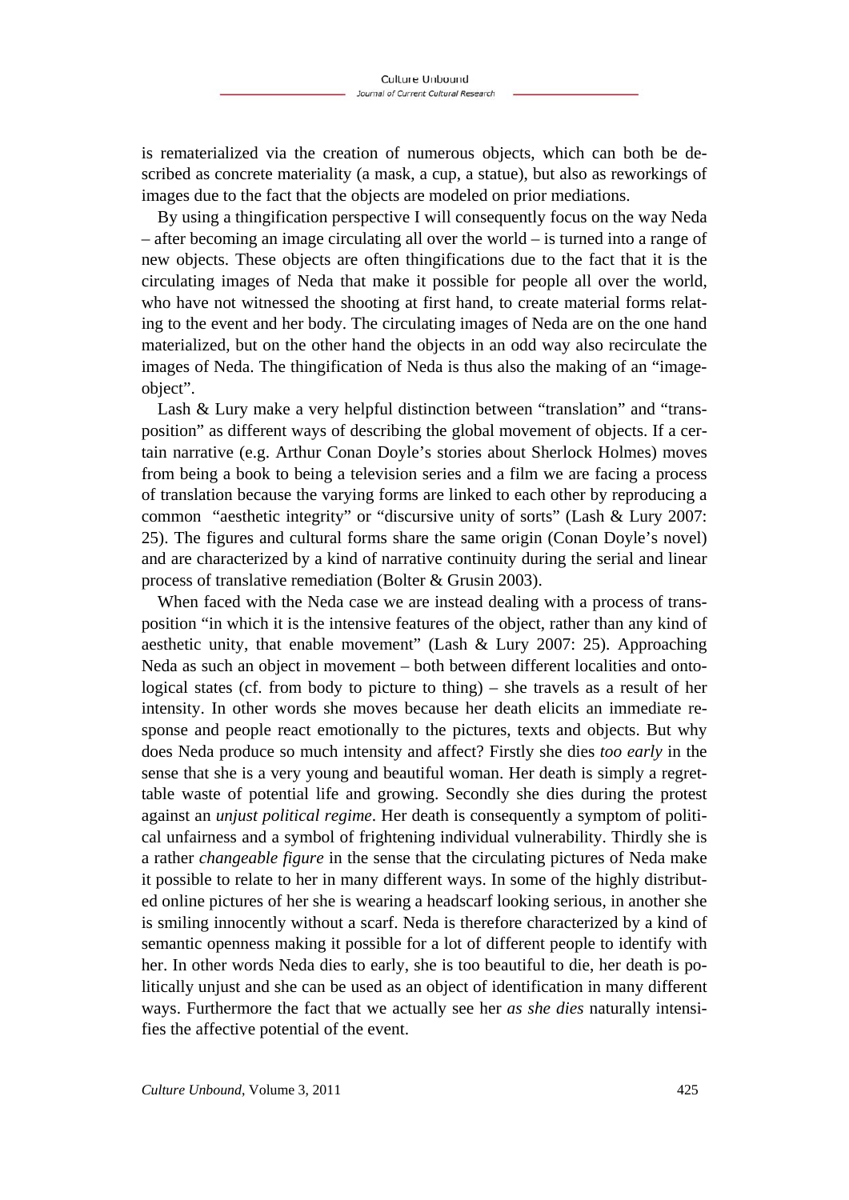is rematerialized via the creation of numerous objects, which can both be described as concrete materiality (a mask, a cup, a statue), but also as reworkings of images due to the fact that the objects are modeled on prior mediations.

By using a thingification perspective I will consequently focus on the way Neda – after becoming an image circulating all over the world – is turned into a range of new objects. These objects are often thingifications due to the fact that it is the circulating images of Neda that make it possible for people all over the world, who have not witnessed the shooting at first hand, to create material forms relating to the event and her body. The circulating images of Neda are on the one hand materialized, but on the other hand the objects in an odd way also recirculate the images of Neda. The thingification of Neda is thus also the making of an "image-object".

Lash & Lury make a very helpful distinction between "translation" and "transposition" as different ways of describing the global movement of objects. If a certain narrative (e.g. Arthur Conan Doyle's stories about Sherlock Holmes) moves from being a book to being a television series and a film we are facing a process of translation because the varying forms are linked to each other by reproducing a common "aesthetic integrity" or "discursive unity of sorts" (Lash & Lury 2007: 25). The figures and cultural forms share the same origin (Conan Doyle's novel) and are characterized by a kind of narrative continuity during the serial and linear process of translative remediation (Bolter & Grusin 2003).

When faced with the Neda case we are instead dealing with a process of transposition "in which it is the intensive features of the object, rather than any kind of aesthetic unity, that enable movement" (Lash & Lury 2007: 25). Approaching Neda as such an object in movement – both between different localities and ontological states (cf. from body to picture to thing) – she travels as a result of her intensity. In other words she moves because her death elicits an immediate response and people react emotionally to the pictures, texts and objects. But why does Neda produce so much intensity and affect? Firstly she dies *too early* in the sense that she is a very young and beautiful woman. Her death is simply a regrettable waste of potential life and growing. Secondly she dies during the protest against an *unjust political regime*. Her death is consequently a symptom of political unfairness and a symbol of frightening individual vulnerability. Thirdly she is a rather *changeable figure* in the sense that the circulating pictures of Neda make it possible to relate to her in many different ways. In some of the highly distributed online pictures of her she is wearing a headscarf looking serious, in another she is smiling innocently without a scarf. Neda is therefore characterized by a kind of semantic openness making it possible for a lot of different people to identify with her. In other words Neda dies to early, she is too beautiful to die, her death is politically unjust and she can be used as an object of identification in many different ways. Furthermore the fact that we actually see her *as she dies* naturally intensifies the affective potential of the event.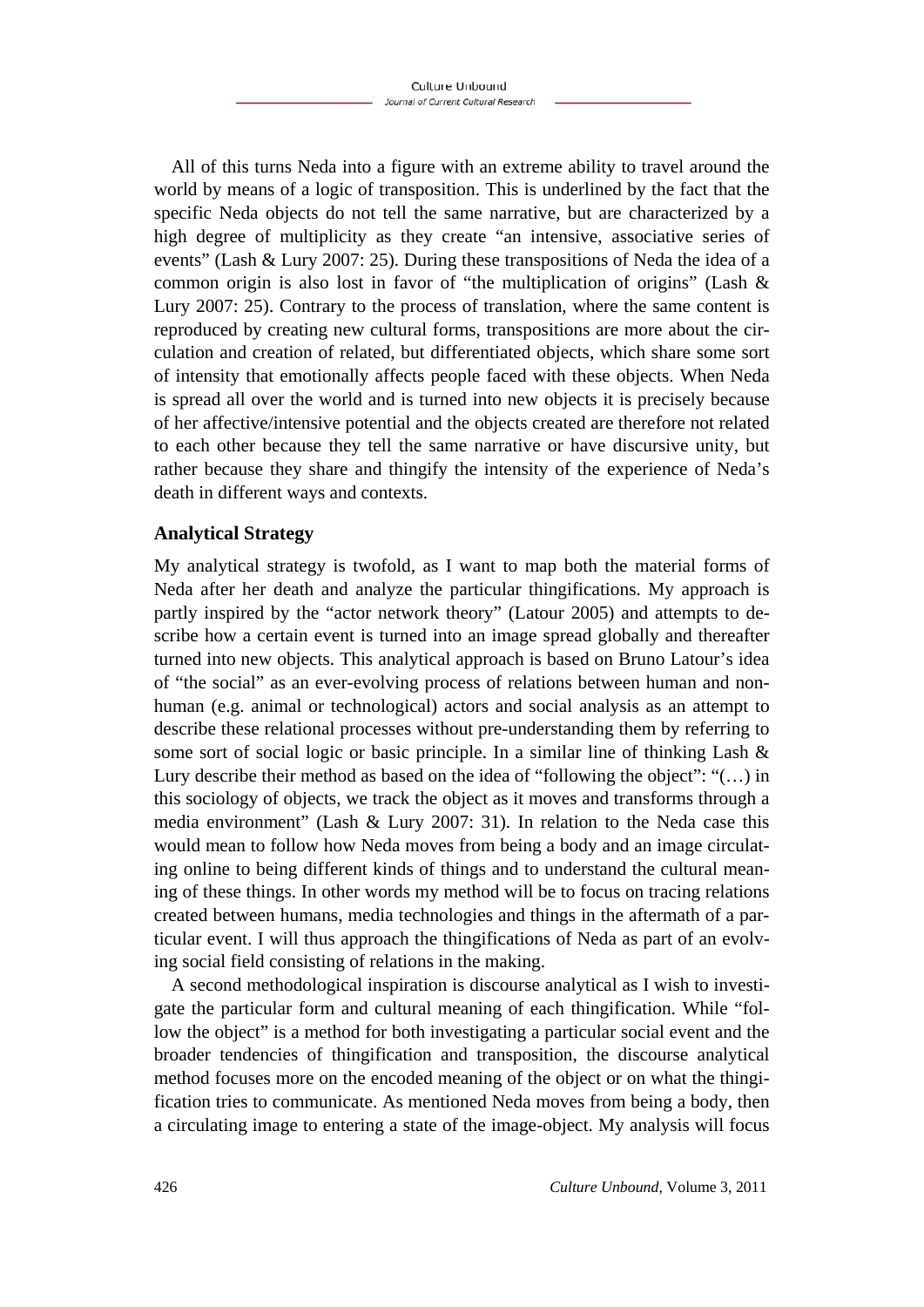All of this turns Neda into a figure with an extreme ability to travel around the world by means of a logic of transposition. This is underlined by the fact that the specific Neda objects do not tell the same narrative, but are characterized by a high degree of multiplicity as they create "an intensive, associative series of events" (Lash & Lury 2007: 25). During these transpositions of Neda the idea of a common origin is also lost in favor of "the multiplication of origins" (Lash & Lury 2007: 25). Contrary to the process of translation, where the same content is reproduced by creating new cultural forms, transpositions are more about the circulation and creation of related, but differentiated objects, which share some sort of intensity that emotionally affects people faced with these objects. When Neda is spread all over the world and is turned into new objects it is precisely because of her affective/intensive potential and the objects created are therefore not related to each other because they tell the same narrative or have discursive unity, but rather because they share and thingify the intensity of the experience of Neda's death in different ways and contexts.

## Analytical Strategy

My analytical strategy is twofold, as I want to map both the material forms of Neda after her death and analyze the particular thingifications. My approach is partly inspired by the "actor network theory" (Latour 2005) and attempts to describe how a certain event is turned into an image spread globally and thereafter turned into new objects. This analytical approach is based on Bruno Latour's idea of "the social" as an ever-evolving process of relations between human and non-human (e.g. animal or technological) actors and social analysis as an attempt to describe these relational processes without pre-understanding them by referring to some sort of social logic or basic principle. In a similar line of thinking Lash & Lury describe their method as based on the idea of "following the object": "(…) in this sociology of objects, we track the object as it moves and transforms through a media environment" (Lash & Lury 2007: 31). In relation to the Neda case this would mean to follow how Neda moves from being a body and an image circulating online to being different kinds of things and to understand the cultural meaning of these things. In other words my method will be to focus on tracing relations created between humans, media technologies and things in the aftermath of a particular event. I will thus approach the thingifications of Neda as part of an evolving social field consisting of relations in the making.

A second methodological inspiration is discourse analytical as I wish to investigate the particular form and cultural meaning of each thingification. While "follow the object" is a method for both investigating a particular social event and the broader tendencies of thingification and transposition, the discourse analytical method focuses more on the encoded meaning of the object or on what the thingification tries to communicate. As mentioned Neda moves from being a body, then a circulating image to entering a state of the image-object. My analysis will focus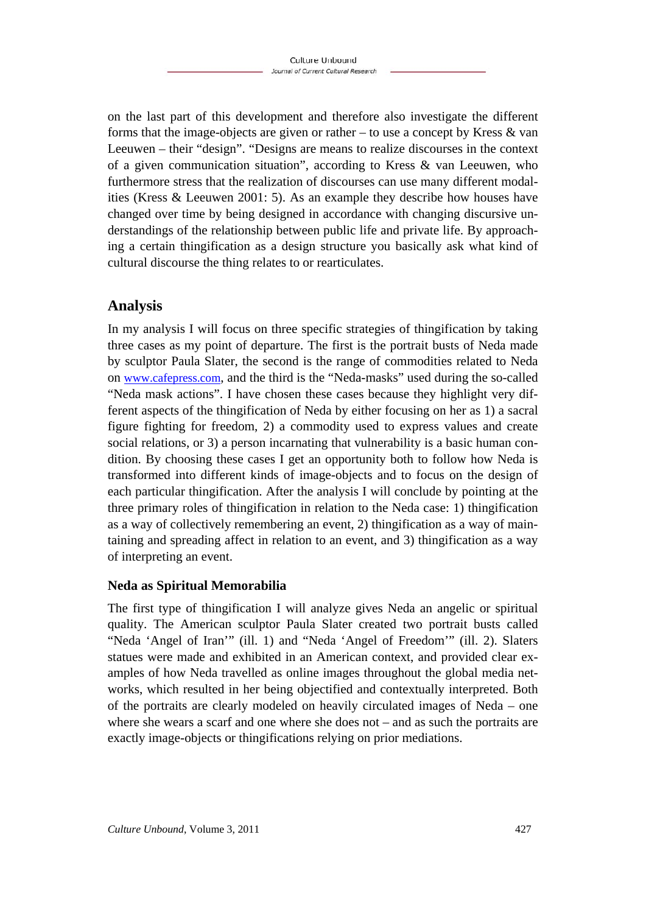on the last part of this development and therefore also investigate the different forms that the image-objects are given or rather – to use a concept by Kress & van Leeuwen – their "design". "Designs are means to realize discourses in the context of a given communication situation", according to Kress & van Leeuwen, who furthermore stress that the realization of discourses can use many different modalities (Kress & Leeuwen 2001: 5). As an example they describe how houses have changed over time by being designed in accordance with changing discursive understandings of the relationship between public life and private life. By approaching a certain thingification as a design structure you basically ask what kind of cultural discourse the thing relates to or rearticulates.

## Analysis

In my analysis I will focus on three specific strategies of thingification by taking three cases as my point of departure. The first is the portrait busts of Neda made by sculptor Paula Slater, the second is the range of commodities related to Neda on www.cafepress.com, and the third is the "Neda-masks" used during the so-called "Neda mask actions". I have chosen these cases because they highlight very different aspects of the thingification of Neda by either focusing on her as 1) a sacral figure fighting for freedom, 2) a commodity used to express values and create social relations, or 3) a person incarnating that vulnerability is a basic human condition. By choosing these cases I get an opportunity both to follow how Neda is transformed into different kinds of image-objects and to focus on the design of each particular thingification. After the analysis I will conclude by pointing at the three primary roles of thingification in relation to the Neda case: 1) thingification as a way of collectively remembering an event, 2) thingification as a way of maintaining and spreading affect in relation to an event, and 3) thingification as a way of interpreting an event.

### Neda as Spiritual Memorabilia

The first type of thingification I will analyze gives Neda an angelic or spiritual quality. The American sculptor Paula Slater created two portrait busts called "Neda 'Angel of Iran'" (ill. 1) and "Neda 'Angel of Freedom'" (ill. 2). Slaters statues were made and exhibited in an American context, and provided clear examples of how Neda travelled as online images throughout the global media networks, which resulted in her being objectified and contextually interpreted. Both of the portraits are clearly modeled on heavily circulated images of Neda – one where she wears a scarf and one where she does not – and as such the portraits are exactly image-objects or thingifications relying on prior mediations.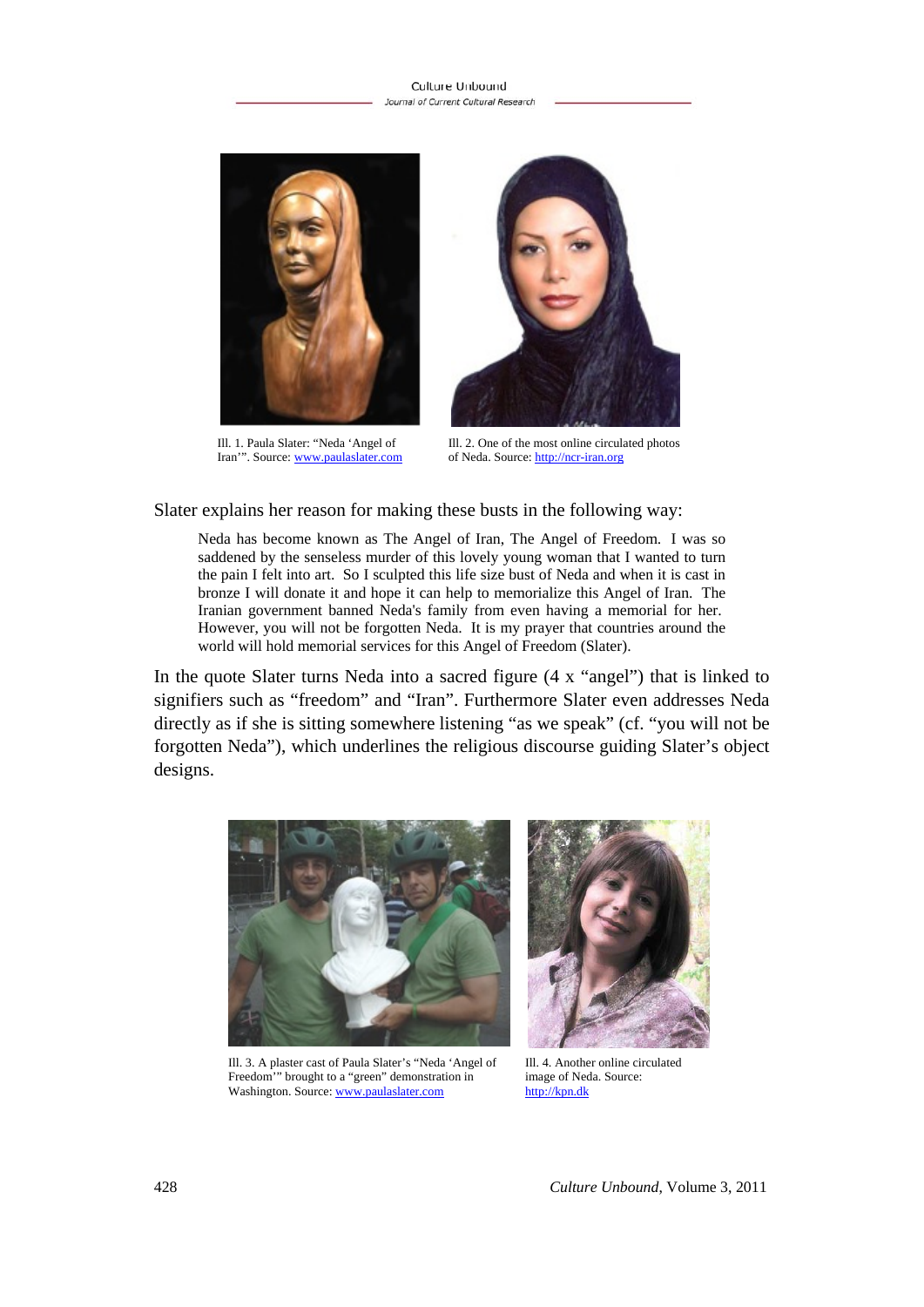Ill. 1. Paula Slater: "Neda 'Angel of Iran'". Source: www.paulaslater.com

Ill. 2. One of the most online circulated photos of Neda. Source: http://ncr-iran.org

Slater explains her reason for making these busts in the following way:

> Neda has become known as The Angel of Iran, The Angel of Freedom. I was so saddened by the senseless murder of this lovely young woman that I wanted to turn the pain I felt into art. So I sculpted this life size bust of Neda and when it is cast in bronze I will donate it and hope it can help to memorialize this Angel of Iran. The Iranian government banned Neda's family from even having a memorial for her. However, you will not be forgotten Neda. It is my prayer that countries around the world will hold memorial services for this Angel of Freedom (Slater).

In the quote Slater turns Neda into a sacred figure (4 x "angel") that is linked to signifiers such as "freedom" and "Iran". Furthermore Slater even addresses Neda directly as if she is sitting somewhere listening "as we speak" (cf. "you will not be forgotten Neda"), which underlines the religious discourse guiding Slater's object designs.

Ill. 3. A plaster cast of Paula Slater's "Neda 'Angel of Freedom'" brought to a "green" demonstration in Washington. Source: www.paulaslater.com

Ill. 4. Another online circulated image of Neda. Source: http://kpn.dk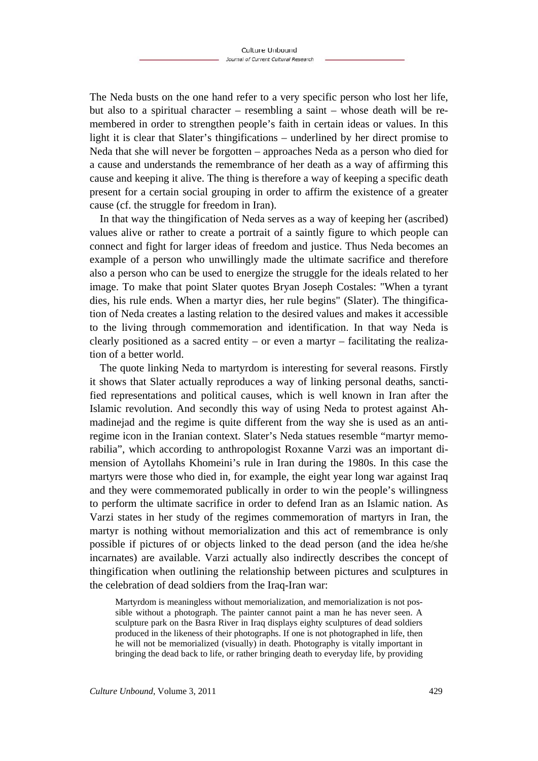The Neda busts on the one hand refer to a very specific person who lost her life, but also to a spiritual character – resembling a saint – whose death will be remembered in order to strengthen people's faith in certain ideas or values. In this light it is clear that Slater's thingifications – underlined by her direct promise to Neda that she will never be forgotten – approaches Neda as a person who died for a cause and understands the remembrance of her death as a way of affirming this cause and keeping it alive. The thing is therefore a way of keeping a specific death present for a certain social grouping in order to affirm the existence of a greater cause (cf. the struggle for freedom in Iran).

In that way the thingification of Neda serves as a way of keeping her (ascribed) values alive or rather to create a portrait of a saintly figure to which people can connect and fight for larger ideas of freedom and justice. Thus Neda becomes an example of a person who unwillingly made the ultimate sacrifice and therefore also a person who can be used to energize the struggle for the ideals related to her image. To make that point Slater quotes Bryan Joseph Costales: "When a tyrant dies, his rule ends. When a martyr dies, her rule begins" (Slater). The thingification of Neda creates a lasting relation to the desired values and makes it accessible to the living through commemoration and identification. In that way Neda is clearly positioned as a sacred entity – or even a martyr – facilitating the realization of a better world.

The quote linking Neda to martyrdom is interesting for several reasons. Firstly it shows that Slater actually reproduces a way of linking personal deaths, sanctified representations and political causes, which is well known in Iran after the Islamic revolution. And secondly this way of using Neda to protest against Ahmadinejad and the regime is quite different from the way she is used as an anti-regime icon in the Iranian context. Slater's Neda statues resemble "martyr memorabilia", which according to anthropologist Roxanne Varzi was an important dimension of Aytollahs Khomeini's rule in Iran during the 1980s. In this case the martyrs were those who died in, for example, the eight year long war against Iraq and they were commemorated publically in order to win the people's willingness to perform the ultimate sacrifice in order to defend Iran as an Islamic nation. As Varzi states in her study of the regimes commemoration of martyrs in Iran, the martyr is nothing without memorialization and this act of remembrance is only possible if pictures of or objects linked to the dead person (and the idea he/she incarnates) are available. Varzi actually also indirectly describes the concept of thingification when outlining the relationship between pictures and sculptures in the celebration of dead soldiers from the Iraq-Iran war:

> Martyrdom is meaningless without memorialization, and memorialization is not possible without a photograph. The painter cannot paint a man he has never seen. A sculpture park on the Basra River in Iraq displays eighty sculptures of dead soldiers produced in the likeness of their photographs. If one is not photographed in life, then he will not be memorialized (visually) in death. Photography is vitally important in bringing the dead back to life, or rather bringing death to everyday life, by providing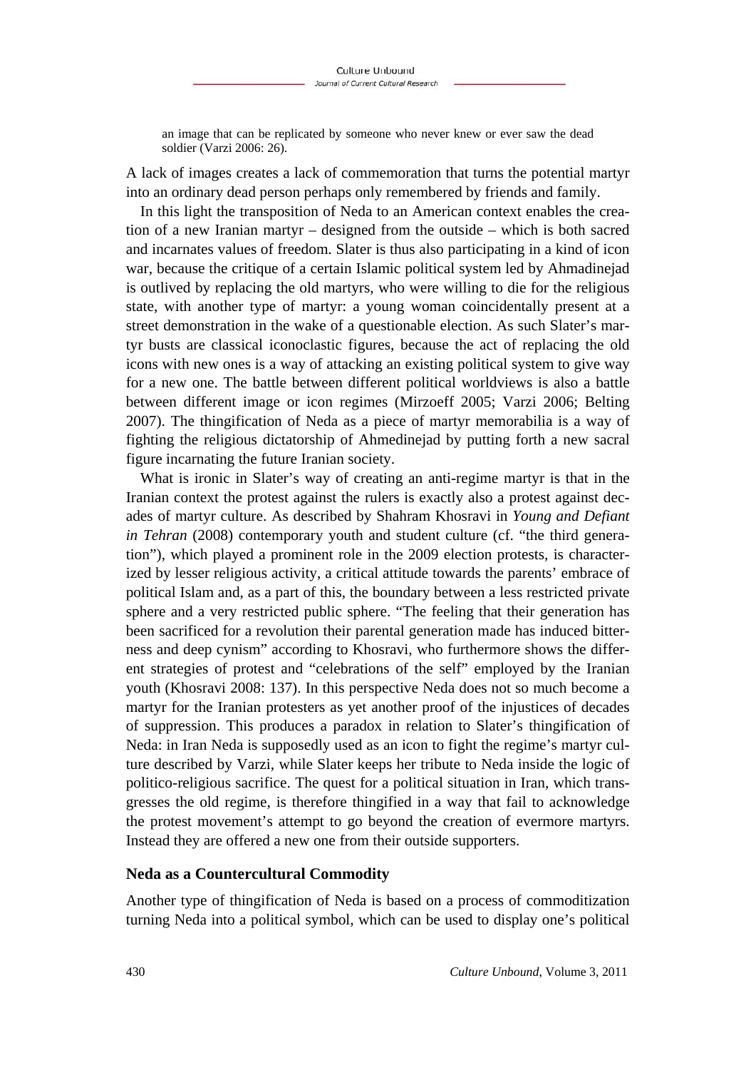> an image that can be replicated by someone who never knew or ever saw the dead soldier (Varzi 2006: 26).

A lack of images creates a lack of commemoration that turns the potential martyr into an ordinary dead person perhaps only remembered by friends and family.

In this light the transposition of Neda to an American context enables the creation of a new Iranian martyr – designed from the outside – which is both sacred and incarnates values of freedom. Slater is thus also participating in a kind of icon war, because the critique of a certain Islamic political system led by Ahmadinejad is outlived by replacing the old martyrs, who were willing to die for the religious state, with another type of martyr: a young woman coincidentally present at a street demonstration in the wake of a questionable election. As such Slater's martyr busts are classical iconoclastic figures, because the act of replacing the old icons with new ones is a way of attacking an existing political system to give way for a new one. The battle between different political worldviews is also a battle between different image or icon regimes (Mirzoeff 2005; Varzi 2006; Belting 2007). The thingification of Neda as a piece of martyr memorabilia is a way of fighting the religious dictatorship of Ahmedinejad by putting forth a new sacral figure incarnating the future Iranian society.

What is ironic in Slater's way of creating an anti-regime martyr is that in the Iranian context the protest against the rulers is exactly also a protest against decades of martyr culture. As described by Shahram Khosravi in *Young and Defiant in Tehran* (2008) contemporary youth and student culture (cf. "the third generation"), which played a prominent role in the 2009 election protests, is characterized by lesser religious activity, a critical attitude towards the parents' embrace of political Islam and, as a part of this, the boundary between a less restricted private sphere and a very restricted public sphere. "The feeling that their generation has been sacrificed for a revolution their parental generation made has induced bitterness and deep cynism" according to Khosravi, who furthermore shows the different strategies of protest and "celebrations of the self" employed by the Iranian youth (Khosravi 2008: 137). In this perspective Neda does not so much become a martyr for the Iranian protesters as yet another proof of the injustices of decades of suppression. This produces a paradox in relation to Slater's thingification of Neda: in Iran Neda is supposedly used as an icon to fight the regime's martyr culture described by Varzi, while Slater keeps her tribute to Neda inside the logic of politico-religious sacrifice. The quest for a political situation in Iran, which transgresses the old regime, is therefore thingified in a way that fail to acknowledge the protest movement's attempt to go beyond the creation of evermore martyrs. Instead they are offered a new one from their outside supporters.

### Neda as a Countercultural Commodity

Another type of thingification of Neda is based on a process of commoditization turning Neda into a political symbol, which can be used to display one's political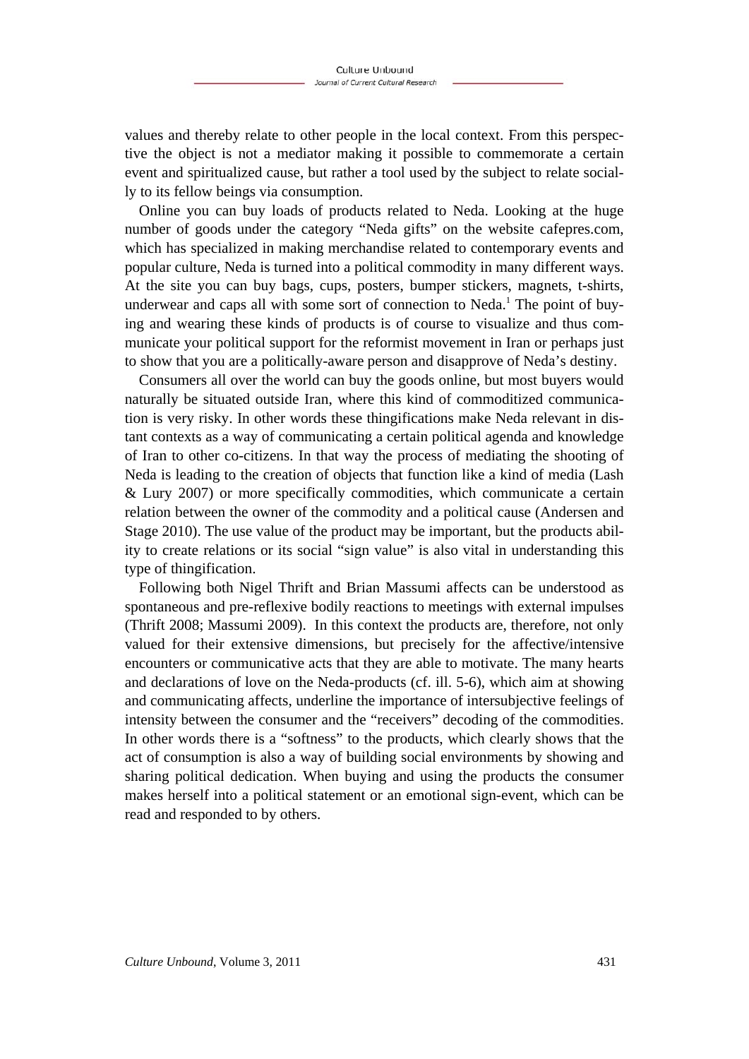values and thereby relate to other people in the local context. From this perspective the object is not a mediator making it possible to commemorate a certain event and spiritualized cause, but rather a tool used by the subject to relate socially to its fellow beings via consumption.

Online you can buy loads of products related to Neda. Looking at the huge number of goods under the category "Neda gifts" on the website cafepres.com, which has specialized in making merchandise related to contemporary events and popular culture, Neda is turned into a political commodity in many different ways. At the site you can buy bags, cups, posters, bumper stickers, magnets, t-shirts, underwear and caps all with some sort of connection to Neda.[1] The point of buying and wearing these kinds of products is of course to visualize and thus communicate your political support for the reformist movement in Iran or perhaps just to show that you are a politically-aware person and disapprove of Neda's destiny.

Consumers all over the world can buy the goods online, but most buyers would naturally be situated outside Iran, where this kind of commoditized communication is very risky. In other words these thingifications make Neda relevant in distant contexts as a way of communicating a certain political agenda and knowledge of Iran to other co-citizens. In that way the process of mediating the shooting of Neda is leading to the creation of objects that function like a kind of media (Lash & Lury 2007) or more specifically commodities, which communicate a certain relation between the owner of the commodity and a political cause (Andersen and Stage 2010). The use value of the product may be important, but the products ability to create relations or its social "sign value" is also vital in understanding this type of thingification.

Following both Nigel Thrift and Brian Massumi affects can be understood as spontaneous and pre-reflexive bodily reactions to meetings with external impulses (Thrift 2008; Massumi 2009). In this context the products are, therefore, not only valued for their extensive dimensions, but precisely for the affective/intensive encounters or communicative acts that they are able to motivate. The many hearts and declarations of love on the Neda-products (cf. ill. 5-6), which aim at showing and communicating affects, underline the importance of intersubjective feelings of intensity between the consumer and the "receivers" decoding of the commodities. In other words there is a "softness" to the products, which clearly shows that the act of consumption is also a way of building social environments by showing and sharing political dedication. When buying and using the products the consumer makes herself into a political statement or an emotional sign-event, which can be read and responded to by others.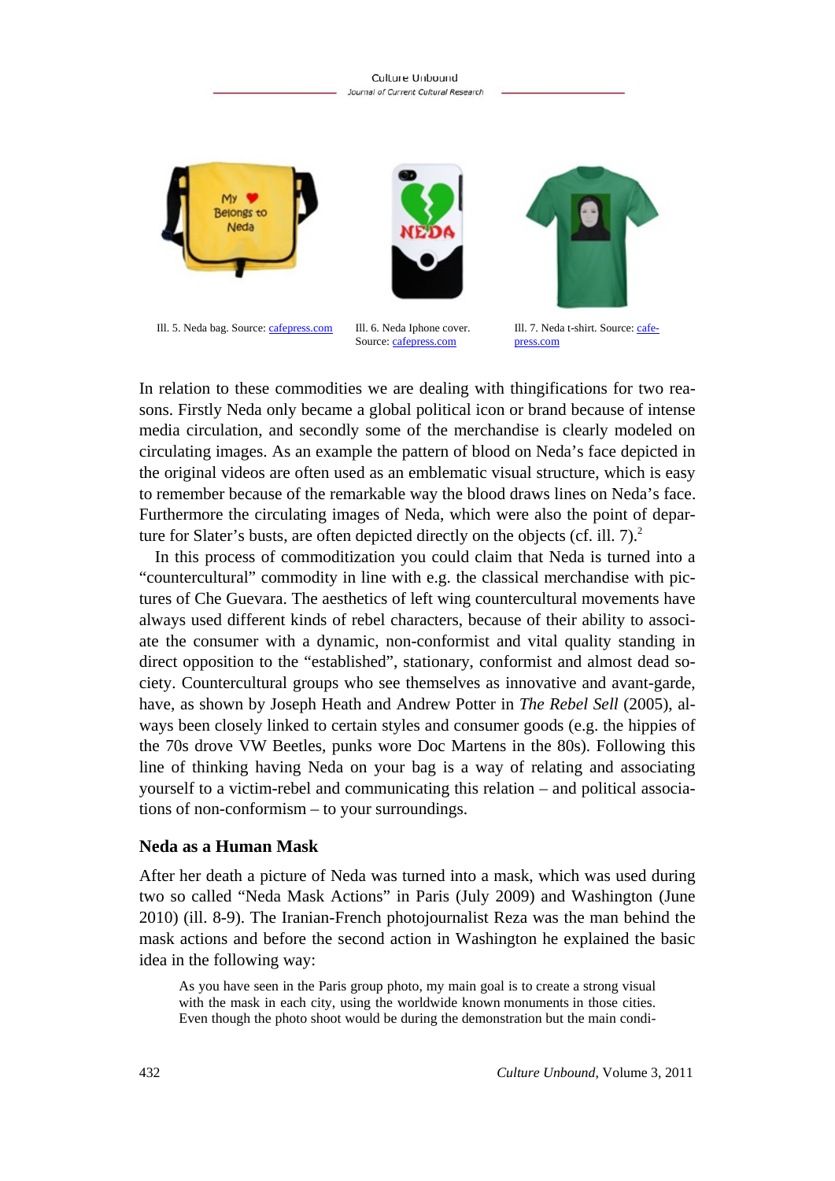Ill. 5. Neda bag. Source: cafepress.com

Ill. 6. Neda Iphone cover. Source: cafepress.com

Ill. 7. Neda t-shirt. Source: cafepress.com

In relation to these commodities we are dealing with thingifications for two reasons. Firstly Neda only became a global political icon or brand because of intense media circulation, and secondly some of the merchandise is clearly modeled on circulating images. As an example the pattern of blood on Neda's face depicted in the original videos are often used as an emblematic visual structure, which is easy to remember because of the remarkable way the blood draws lines on Neda's face. Furthermore the circulating images of Neda, which were also the point of departure for Slater's busts, are often depicted directly on the objects (cf. ill. 7).[2]

In this process of commoditization you could claim that Neda is turned into a "countercultural" commodity in line with e.g. the classical merchandise with pictures of Che Guevara. The aesthetics of left wing countercultural movements have always used different kinds of rebel characters, because of their ability to associate the consumer with a dynamic, non-conformist and vital quality standing in direct opposition to the "established", stationary, conformist and almost dead society. Countercultural groups who see themselves as innovative and avant-garde, have, as shown by Joseph Heath and Andrew Potter in *The Rebel Sell* (2005), always been closely linked to certain styles and consumer goods (e.g. the hippies of the 70s drove VW Beetles, punks wore Doc Martens in the 80s). Following this line of thinking having Neda on your bag is a way of relating and associating yourself to a victim-rebel and communicating this relation – and political associations of non-conformism – to your surroundings.

### Neda as a Human Mask

After her death a picture of Neda was turned into a mask, which was used during two so called "Neda Mask Actions" in Paris (July 2009) and Washington (June 2010) (ill. 8-9). The Iranian-French photojournalist Reza was the man behind the mask actions and before the second action in Washington he explained the basic idea in the following way:

> As you have seen in the Paris group photo, my main goal is to create a strong visual with the mask in each city, using the worldwide known monuments in those cities. Even though the photo shoot would be during the demonstration but the main condi-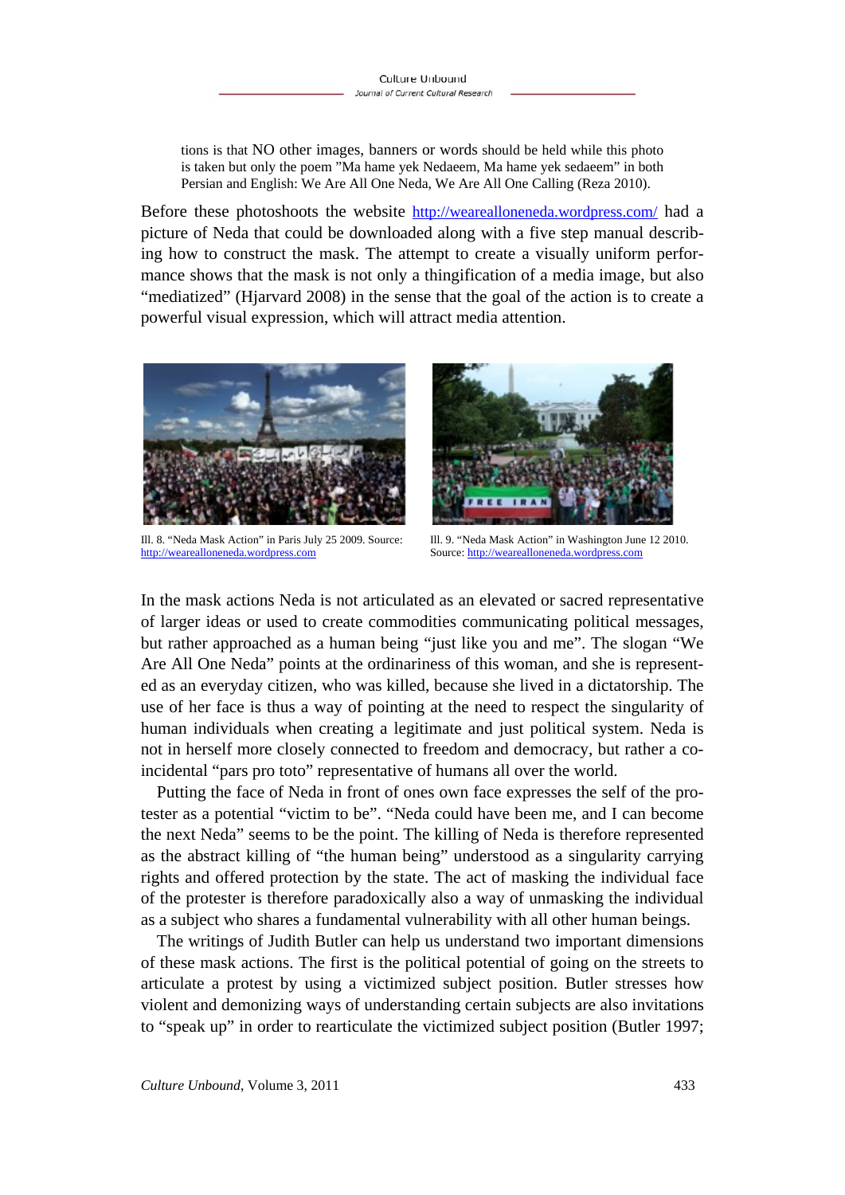tions is that NO other images, banners or words should be held while this photo is taken but only the poem "Ma hame yek Nedaeem, Ma hame yek sedaeem" in both Persian and English: We Are All One Neda, We Are All One Calling (Reza 2010).

Before these photoshoots the website http://weareallconeneda.wordpress.com/ had a picture of Neda that could be downloaded along with a five step manual describing how to construct the mask. The attempt to create a visually uniform performance shows that the mask is not only a thingification of a media image, but also "mediatized" (Hjarvard 2008) in the sense that the goal of the action is to create a powerful visual expression, which will attract media attention.

Ill. 8. "Neda Mask Action" in Paris July 25 2009. Source: http://weareallconeneda.wordpress.com

Ill. 9. "Neda Mask Action" in Washington June 12 2010. Source: http://weareallconeneda.wordpress.com

In the mask actions Neda is not articulated as an elevated or sacred representative of larger ideas or used to create commodities communicating political messages, but rather approached as a human being "just like you and me". The slogan "We Are All One Neda" points at the ordinariness of this woman, and she is represented as an everyday citizen, who was killed, because she lived in a dictatorship. The use of her face is thus a way of pointing at the need to respect the singularity of human individuals when creating a legitimate and just political system. Neda is not in herself more closely connected to freedom and democracy, but rather a coincidental "pars pro toto" representative of humans all over the world.

Putting the face of Neda in front of ones own face expresses the self of the protester as a potential "victim to be". "Neda could have been me, and I can become the next Neda" seems to be the point. The killing of Neda is therefore represented as the abstract killing of "the human being" understood as a singularity carrying rights and offered protection by the state. The act of masking the individual face of the protester is therefore paradoxically also a way of unmasking the individual as a subject who shares a fundamental vulnerability with all other human beings.

The writings of Judith Butler can help us understand two important dimensions of these mask actions. The first is the political potential of going on the streets to articulate a protest by using a victimized subject position. Butler stresses how violent and demonizing ways of understanding certain subjects are also invitations to "speak up" in order to rearticulate the victimized subject position (Butler 1997;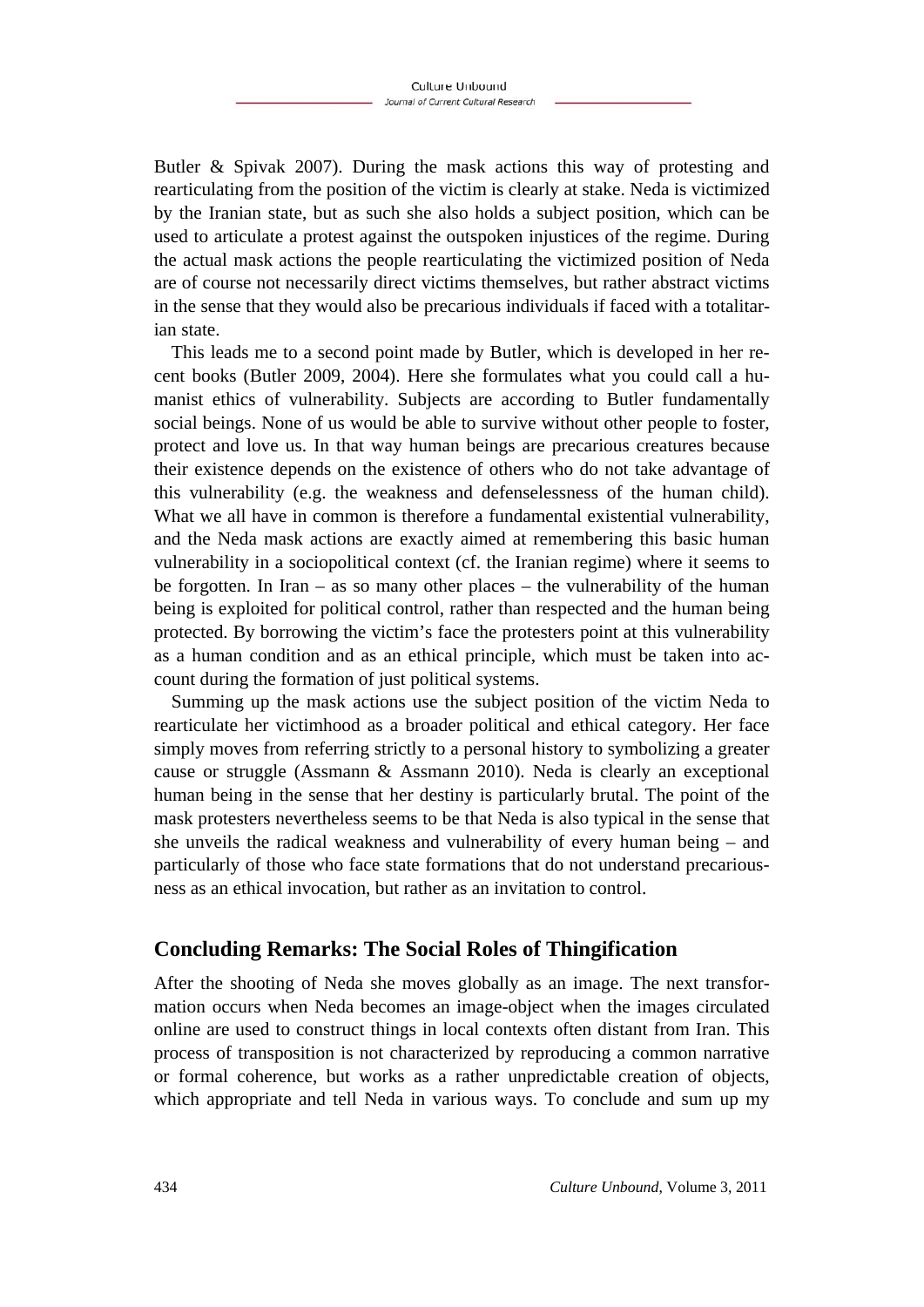Butler & Spivak 2007). During the mask actions this way of protesting and rearticulating from the position of the victim is clearly at stake. Neda is victimized by the Iranian state, but as such she also holds a subject position, which can be used to articulate a protest against the outspoken injustices of the regime. During the actual mask actions the people rearticulating the victimized position of Neda are of course not necessarily direct victims themselves, but rather abstract victims in the sense that they would also be precarious individuals if faced with a totalitarian state.

This leads me to a second point made by Butler, which is developed in her recent books (Butler 2009, 2004). Here she formulates what you could call a humanist ethics of vulnerability. Subjects are according to Butler fundamentally social beings. None of us would be able to survive without other people to foster, protect and love us. In that way human beings are precarious creatures because their existence depends on the existence of others who do not take advantage of this vulnerability (e.g. the weakness and defenselessness of the human child). What we all have in common is therefore a fundamental existential vulnerability, and the Neda mask actions are exactly aimed at remembering this basic human vulnerability in a sociopolitical context (cf. the Iranian regime) where it seems to be forgotten. In Iran – as so many other places – the vulnerability of the human being is exploited for political control, rather than respected and the human being protected. By borrowing the victim's face the protesters point at this vulnerability as a human condition and as an ethical principle, which must be taken into account during the formation of just political systems.

Summing up the mask actions use the subject position of the victim Neda to rearticulate her victimhood as a broader political and ethical category. Her face simply moves from referring strictly to a personal history to symbolizing a greater cause or struggle (Assmann & Assmann 2010). Neda is clearly an exceptional human being in the sense that her destiny is particularly brutal. The point of the mask protesters nevertheless seems to be that Neda is also typical in the sense that she unveils the radical weakness and vulnerability of every human being – and particularly of those who face state formations that do not understand precariousness as an ethical invocation, but rather as an invitation to control.

## Concluding Remarks: The Social Roles of Thingification

After the shooting of Neda she moves globally as an image. The next transformation occurs when Neda becomes an image-object when the images circulated online are used to construct things in local contexts often distant from Iran. This process of transposition is not characterized by reproducing a common narrative or formal coherence, but works as a rather unpredictable creation of objects, which appropriate and tell Neda in various ways. To conclude and sum up my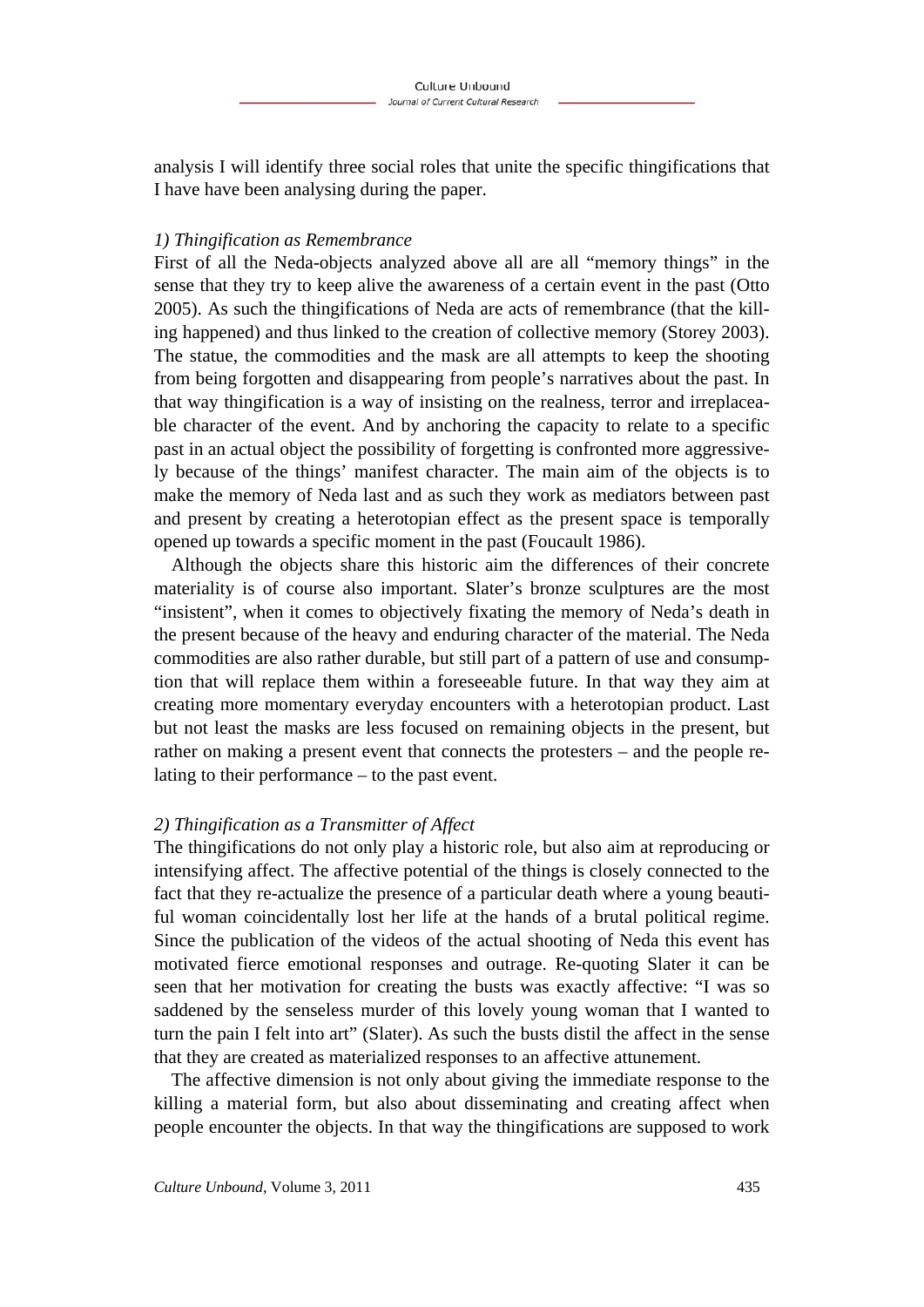analysis I will identify three social roles that unite the specific thingifications that I have have been analysing during the paper.

*1) Thingification as Remembrance*

First of all the Neda-objects analyzed above all are all "memory things" in the sense that they try to keep alive the awareness of a certain event in the past (Otto 2005). As such the thingifications of Neda are acts of remembrance (that the killing happened) and thus linked to the creation of collective memory (Storey 2003). The statue, the commodities and the mask are all attempts to keep the shooting from being forgotten and disappearing from people's narratives about the past. In that way thingification is a way of insisting on the realness, terror and irreplaceable character of the event. And by anchoring the capacity to relate to a specific past in an actual object the possibility of forgetting is confronted more aggressively because of the things' manifest character. The main aim of the objects is to make the memory of Neda last and as such they work as mediators between past and present by creating a heterotopian effect as the present space is temporally opened up towards a specific moment in the past (Foucault 1986).

Although the objects share this historic aim the differences of their concrete materiality is of course also important. Slater's bronze sculptures are the most "insistent", when it comes to objectively fixating the memory of Neda's death in the present because of the heavy and enduring character of the material. The Neda commodities are also rather durable, but still part of a pattern of use and consumption that will replace them within a foreseeable future. In that way they aim at creating more momentary everyday encounters with a heterotopian product. Last but not least the masks are less focused on remaining objects in the present, but rather on making a present event that connects the protesters – and the people relating to their performance – to the past event.

*2) Thingification as a Transmitter of Affect*

The thingifications do not only play a historic role, but also aim at reproducing or intensifying affect. The affective potential of the things is closely connected to the fact that they re-actualize the presence of a particular death where a young beautiful woman coincidentally lost her life at the hands of a brutal political regime. Since the publication of the videos of the actual shooting of Neda this event has motivated fierce emotional responses and outrage. Re-quoting Slater it can be seen that her motivation for creating the busts was exactly affective: "I was so saddened by the senseless murder of this lovely young woman that I wanted to turn the pain I felt into art" (Slater). As such the busts distil the affect in the sense that they are created as materialized responses to an affective attunement.

The affective dimension is not only about giving the immediate response to the killing a material form, but also about disseminating and creating affect when people encounter the objects. In that way the thingifications are supposed to work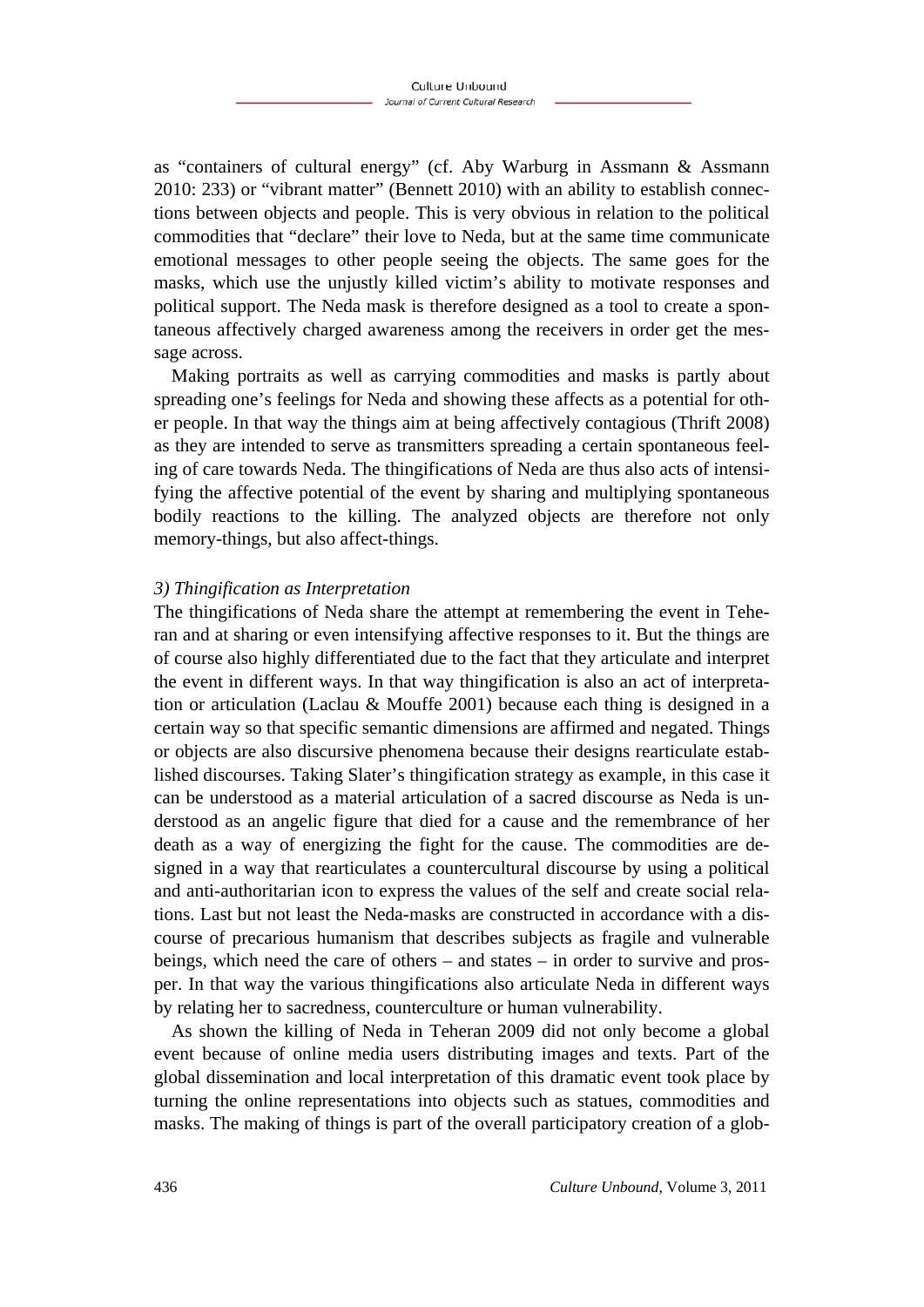as "containers of cultural energy" (cf. Aby Warburg in Assmann & Assmann 2010: 233) or "vibrant matter" (Bennett 2010) with an ability to establish connections between objects and people. This is very obvious in relation to the political commodities that "declare" their love to Neda, but at the same time communicate emotional messages to other people seeing the objects. The same goes for the masks, which use the unjustly killed victim's ability to motivate responses and political support. The Neda mask is therefore designed as a tool to create a spontaneous affectively charged awareness among the receivers in order get the message across.

Making portraits as well as carrying commodities and masks is partly about spreading one's feelings for Neda and showing these affects as a potential for other people. In that way the things aim at being affectively contagious (Thrift 2008) as they are intended to serve as transmitters spreading a certain spontaneous feeling of care towards Neda. The thingifications of Neda are thus also acts of intensifying the affective potential of the event by sharing and multiplying spontaneous bodily reactions to the killing. The analyzed objects are therefore not only memory-things, but also affect-things.

*3) Thingification as Interpretation*

The thingifications of Neda share the attempt at remembering the event in Teheran and at sharing or even intensifying affective responses to it. But the things are of course also highly differentiated due to the fact that they articulate and interpret the event in different ways. In that way thingification is also an act of interpretation or articulation (Laclau & Mouffe 2001) because each thing is designed in a certain way so that specific semantic dimensions are affirmed and negated. Things or objects are also discursive phenomena because their designs rearticulate established discourses. Taking Slater's thingification strategy as example, in this case it can be understood as a material articulation of a sacred discourse as Neda is understood as an angelic figure that died for a cause and the remembrance of her death as a way of energizing the fight for the cause. The commodities are designed in a way that rearticulates a countercultural discourse by using a political and anti-authoritarian icon to express the values of the self and create social relations. Last but not least the Neda-masks are constructed in accordance with a discourse of precarious humanism that describes subjects as fragile and vulnerable beings, which need the care of others – and states – in order to survive and prosper. In that way the various thingifications also articulate Neda in different ways by relating her to sacredness, counterculture or human vulnerability.

As shown the killing of Neda in Teheran 2009 did not only become a global event because of online media users distributing images and texts. Part of the global dissemination and local interpretation of this dramatic event took place by turning the online representations into objects such as statues, commodities and masks. The making of things is part of the overall participatory creation of a glob-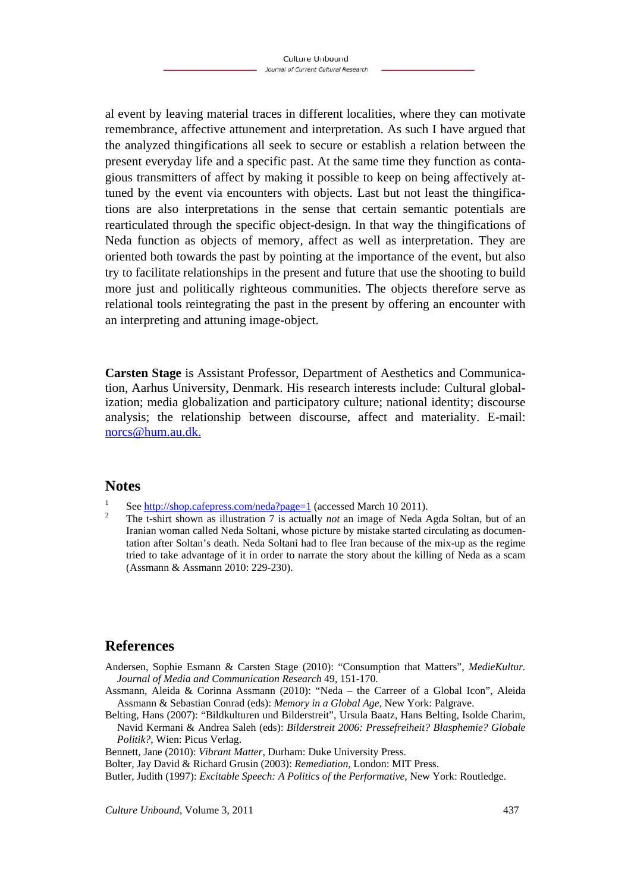al event by leaving material traces in different localities, where they can motivate remembrance, affective attunement and interpretation. As such I have argued that the analyzed thingifications all seek to secure or establish a relation between the present everyday life and a specific past. At the same time they function as contagious transmitters of affect by making it possible to keep on being affectively attuned by the event via encounters with objects. Last but not least the thingifications are also interpretations in the sense that certain semantic potentials are rearticulated through the specific object-design. In that way the thingifications of Neda function as objects of memory, affect as well as interpretation. They are oriented both towards the past by pointing at the importance of the event, but also try to facilitate relationships in the present and future that use the shooting to build more just and politically righteous communities. The objects therefore serve as relational tools reintegrating the past in the present by offering an encounter with an interpreting and attuning image-object.

**Carsten Stage** is Assistant Professor, Department of Aesthetics and Communication, Aarhus University, Denmark. His research interests include: Cultural globalization; media globalization and participatory culture; national identity; discourse analysis; the relationship between discourse, affect and materiality. E-mail: norcs@hum.au.dk.

## Notes

[1] See http://shop.cafepress.com/neda?page=1 (accessed March 10 2011).

[2] The t-shirt shown as illustration 7 is actually *not* an image of Neda Agda Soltan, but of an Iranian woman called Neda Soltani, whose picture by mistake started circulating as documentation after Soltan's death. Neda Soltani had to flee Iran because of the mix-up as the regime tried to take advantage of it in order to narrate the story about the killing of Neda as a scam (Assmann & Assmann 2010: 229-230).

## References

Andersen, Sophie Esmann & Carsten Stage (2010): "Consumption that Matters", *MedieKultur. Journal of Media and Communication Research* 49, 151-170.

Assmann, Aleida & Corinna Assmann (2010): "Neda – the Carreer of a Global Icon", Aleida Assmann & Sebastian Conrad (eds): *Memory in a Global Age*, New York: Palgrave.

Belting, Hans (2007): "Bildkulturen und Bilderstreit", Ursula Baatz, Hans Belting, Isolde Charim, Navid Kermani & Andrea Saleh (eds): *Bilderstreit 2006: Pressefreiheit? Blasphemie? Globale Politik?*, Wien: Picus Verlag.

Bennett, Jane (2010): *Vibrant Matter*, Durham: Duke University Press.

Bolter, Jay David & Richard Grusin (2003): *Remediation*, London: MIT Press.

Butler, Judith (1997): *Excitable Speech: A Politics of the Performative*, New York: Routledge.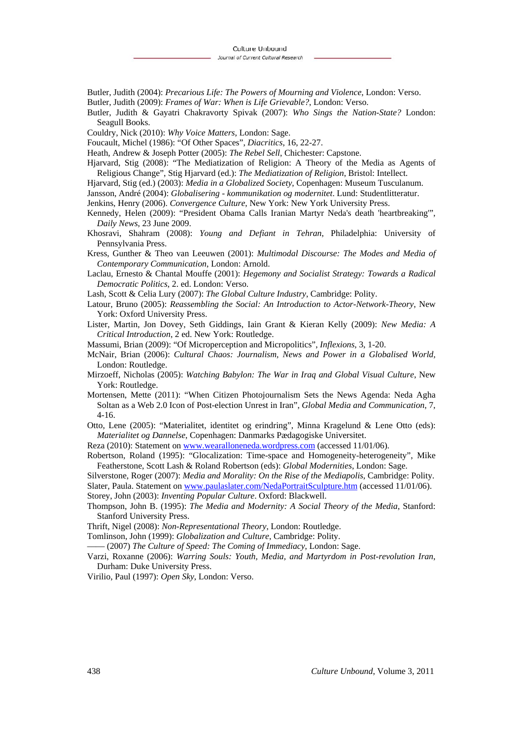Butler, Judith (2004): *Precarious Life: The Powers of Mourning and Violence*, London: Verso.

Butler, Judith (2009): *Frames of War: When is Life Grievable?*, London: Verso.

Butler, Judith & Gayatri Chakravorty Spivak (2007): *Who Sings the Nation-State?* London: Seagull Books.

Couldry, Nick (2010): *Why Voice Matters*, London: Sage.

Foucault, Michel (1986): "Of Other Spaces", *Diacritics*, 16, 22-27.

Heath, Andrew & Joseph Potter (2005): *The Rebel Sell*, Chichester: Capstone.

Hjarvard, Stig (2008): "The Mediatization of Religion: A Theory of the Media as Agents of Religious Change", Stig Hjarvard (ed.): *The Mediatization of Religion*, Bristol: Intellect.

Hjarvard, Stig (ed.) (2003): *Media in a Globalized Society*, Copenhagen: Museum Tusculanum.

Jansson, André (2004): *Globalisering - kommunikation og modernitet*. Lund: Studentlitteratur.

Jenkins, Henry (2006). *Convergence Culture*, New York: New York University Press.

Kennedy, Helen (2009): "President Obama Calls Iranian Martyr Neda's death 'heartbreaking'", *Daily News*, 23 June 2009.

Khosravi, Shahram (2008): *Young and Defiant in Tehran*, Philadelphia: University of Pennsylvania Press.

Kress, Gunther & Theo van Leeuwen (2001): *Multimodal Discourse: The Modes and Media of Contemporary Communication*, London: Arnold.

Laclau, Ernesto & Chantal Mouffe (2001): *Hegemony and Socialist Strategy: Towards a Radical Democratic Politics*, 2. ed. London: Verso.

Lash, Scott & Celia Lury (2007): *The Global Culture Industry*, Cambridge: Polity.

Latour, Bruno (2005): *Reassembling the Social: An Introduction to Actor-Network-Theory*, New York: Oxford University Press.

Lister, Martin, Jon Dovey, Seth Giddings, Iain Grant & Kieran Kelly (2009): *New Media: A Critical Introduction*, 2 ed. New York: Routledge.

Massumi, Brian (2009): "Of Microperception and Micropolitics", *Inflexions*, 3, 1-20.

McNair, Brian (2006): *Cultural Chaos: Journalism, News and Power in a Globalised World*, London: Routledge.

Mirzoeff, Nicholas (2005): *Watching Babylon: The War in Iraq and Global Visual Culture*, New York: Routledge.

Mortensen, Mette (2011): "When Citizen Photojournalism Sets the News Agenda: Neda Agha Soltan as a Web 2.0 Icon of Post-election Unrest in Iran", *Global Media and Communication*, 7, 4-16.

Otto, Lene (2005): "Materialitet, identitet og erindring", Minna Kragelund & Lene Otto (eds): *Materialitet og Dannelse*, Copenhagen: Danmarks Pædagogiske Universitet.

Reza (2010): Statement on www.wearalloneneda.wordpress.com (accessed 11/01/06).

Robertson, Roland (1995): "Glocalization: Time-space and Homogeneity-heterogeneity", Mike Featherstone, Scott Lash & Roland Robertson (eds): *Global Modernities*, London: Sage.

Silverstone, Roger (2007): *Media and Morality: On the Rise of the Mediapolis*, Cambridge: Polity.

Slater, Paula. Statement on www.paulaslater.com/NedaPortraitSculpture.htm (accessed 11/01/06).

Storey, John (2003): *Inventing Popular Culture*. Oxford: Blackwell.

Thompson, John B. (1995): *The Media and Modernity: A Social Theory of the Media*, Stanford: Stanford University Press.

Thrift, Nigel (2008): *Non-Representational Theory*, London: Routledge.

Tomlinson, John (1999): *Globalization and Culture*, Cambridge: Polity.

—— (2007) *The Culture of Speed: The Coming of Immediacy*, London: Sage.

Varzi, Roxanne (2006): *Warring Souls: Youth, Media, and Martyrdom in Post-revolution Iran*, Durham: Duke University Press.

Virilio, Paul (1997): *Open Sky*, London: Verso.